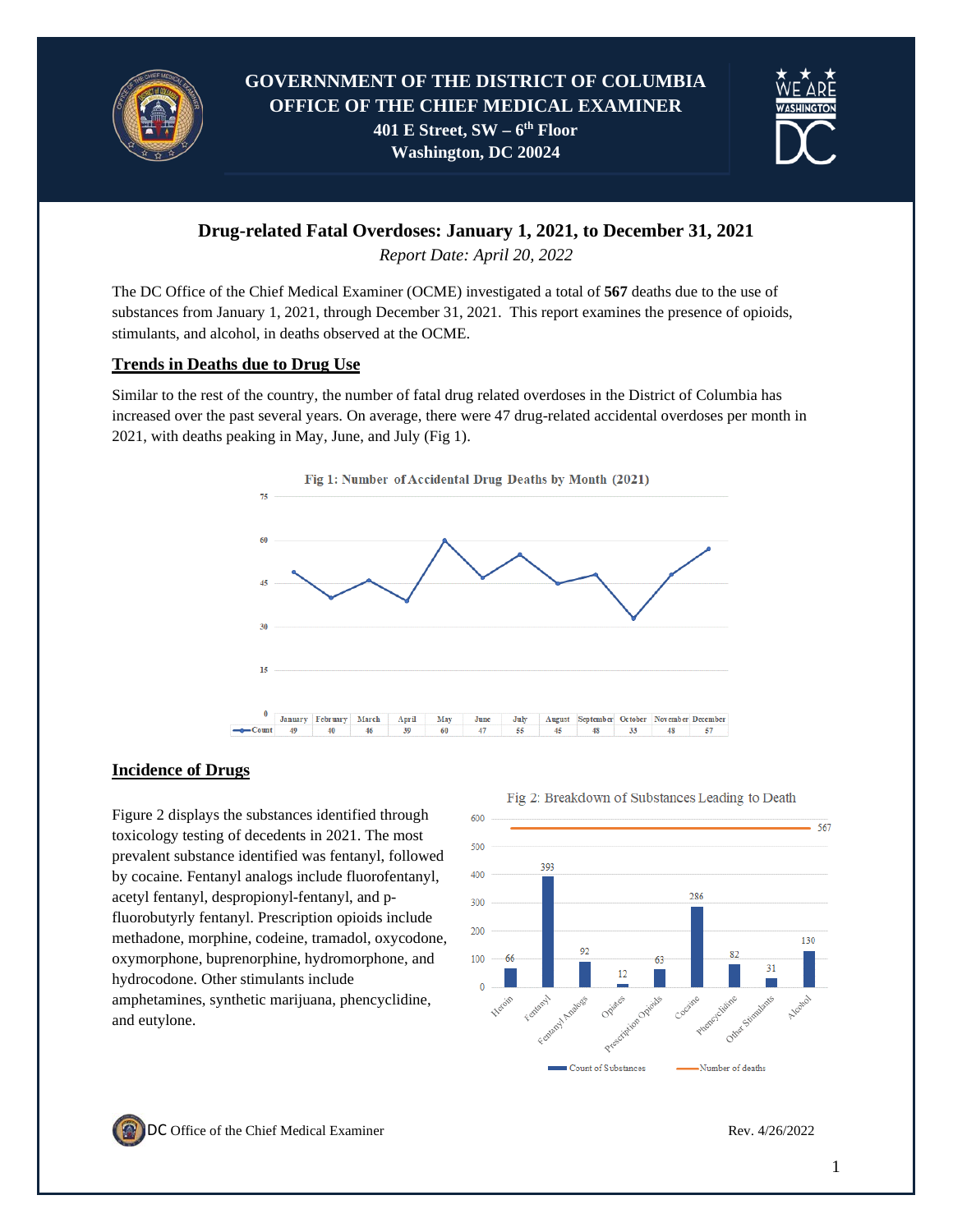# GOVERNNMENT OF THE DISTRICT OF COLUMBIA
# OFFICE OF THE CHIEF MEDICAL EXAMINER

**401 E Street, SW – 6th Floor**
**Washington, DC 20024**

## Drug-related Fatal Overdoses: January 1, 2021, to December 31, 2021

*Report Date: April 20, 2022*

The DC Office of the Chief Medical Examiner (OCME) investigated a total of **567** deaths due to the use of substances from January 1, 2021, through December 31, 2021. This report examines the presence of opioids, stimulants, and alcohol, in deaths observed at the OCME.

### Trends in Deaths due to Drug Use

Similar to the rest of the country, the number of fatal drug related overdoses in the District of Columbia has increased over the past several years. On average, there were 47 drug-related accidental overdoses per month in 2021, with deaths peaking in May, June, and July (Fig 1).

Fig 1: Number of Accidental Drug Deaths by Month (2021)

| | January | February | March | April | May | June | July | August | September | October | November | December |
|---|---|---|---|---|---|---|---|---|---|---|---|---|
| Count | 49 | 40 | 46 | 39 | 60 | 47 | 55 | 45 | 48 | 33 | 48 | 57 |

### Incidence of Drugs

Figure 2 displays the substances identified through toxicology testing of decedents in 2021. The most prevalent substance identified was fentanyl, followed by cocaine. Fentanyl analogs include fluorofentanyl, acetyl fentanyl, despropionyl-fentanyl, and p-fluorobutyrly fentanyl. Prescription opioids include methadone, morphine, codeine, tramadol, oxycodone, oxymorphone, buprenorphine, hydromorphone, and hydrocodone. Other stimulants include amphetamines, synthetic marijuana, phencyclidine, and eutylone.

Fig 2: Breakdown of Substances Leading to Death

| Substance | Count of Substances |
|---|---|
| Heroin | 66 |
| Fentanyl | 393 |
| Fentanyl Analogs | 92 |
| Opiates | 12 |
| Prescription Opioids | 63 |
| Cocaine | 286 |
| Phencyclidine | 82 |
| Other Stimulants | 31 |
| Alcohol | 130 |

Number of deaths: 567

DC Office of the Chief Medical Examiner

Rev. 4/26/2022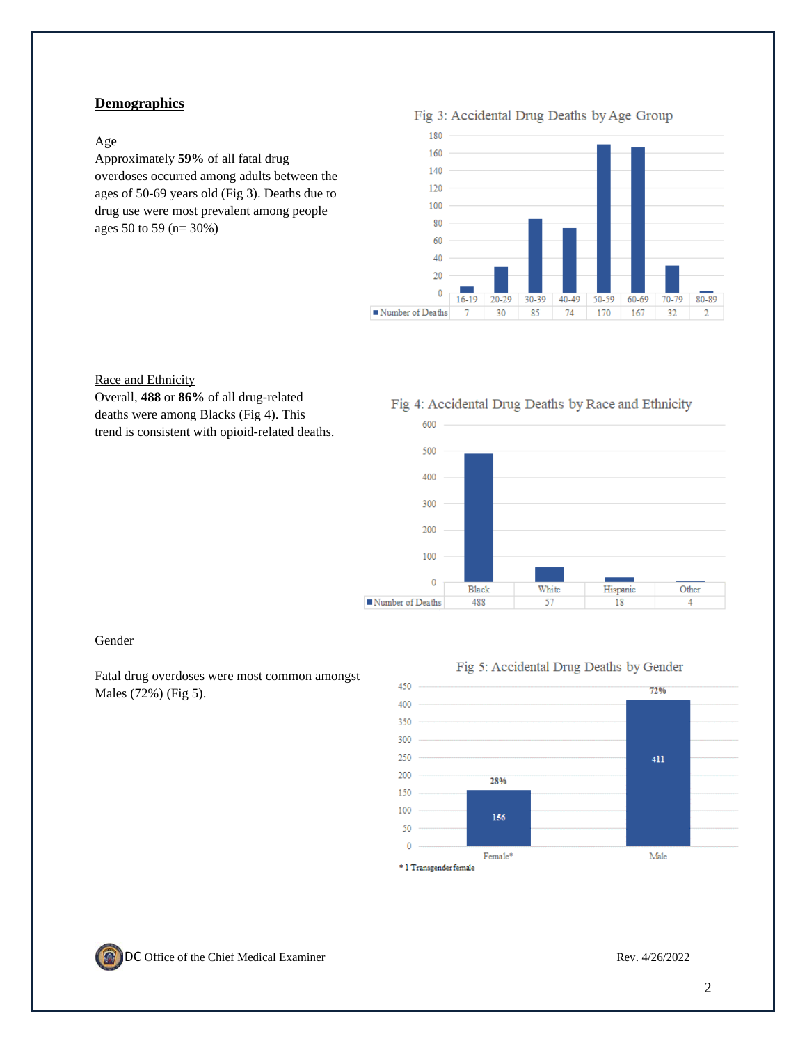## Demographics

### Age

Approximately **59%** of all fatal drug overdoses occurred among adults between the ages of 50-69 years old (Fig 3). Deaths due to drug use were most prevalent among people ages 50 to 59 (n= 30%)

Fig 3: Accidental Drug Deaths by Age Group

| | 16-19 | 20-29 | 30-39 | 40-49 | 50-59 | 60-69 | 70-79 | 80-89 |
|---|---|---|---|---|---|---|---|---|
| Number of Deaths | 7 | 30 | 85 | 74 | 170 | 167 | 32 | 2 |

### Race and Ethnicity

Overall, **488** or **86%** of all drug-related deaths were among Blacks (Fig 4). This trend is consistent with opioid-related deaths.

Fig 4: Accidental Drug Deaths by Race and Ethnicity

| | Black | White | Hispanic | Other |
|---|---|---|---|---|
| Number of Deaths | 488 | 57 | 18 | 4 |

### Gender

Fatal drug overdoses were most common amongst Males (72%) (Fig 5).

Fig 5: Accidental Drug Deaths by Gender

| | Female* | Male |
|---|---|---|
| Number of Deaths | 156 (28%) | 411 (72%) |

\* 1 Transgender female

DC Office of the Chief Medical Examiner

Rev. 4/26/2022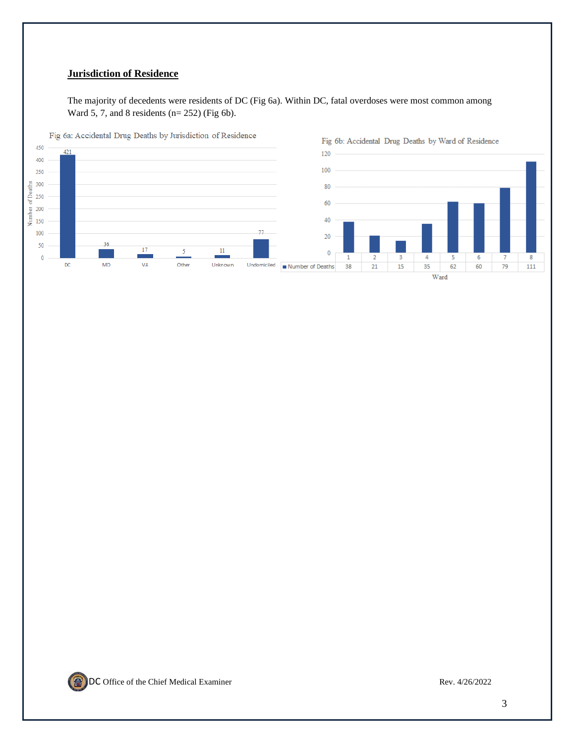## Jurisdiction of Residence

The majority of decedents were residents of DC (Fig 6a). Within DC, fatal overdoses were most common among Ward 5, 7, and 8 residents (n= 252) (Fig 6b).

Fig 6a: Accidental Drug Deaths by Jurisdiction of Residence

Number of Deaths

450
400
350
300
250
200
150
100
50
0

421
36
17
5
11
77

DC
MD
VA
Other
Unknown
Undomiciled

Fig 6b: Accidental Drug Deaths by Ward of Residence

120
100
80
60
40
20
0

1 2 3 4 5 6 7 8

Number of Deaths 38 21 15 35 62 60 79 111

Ward